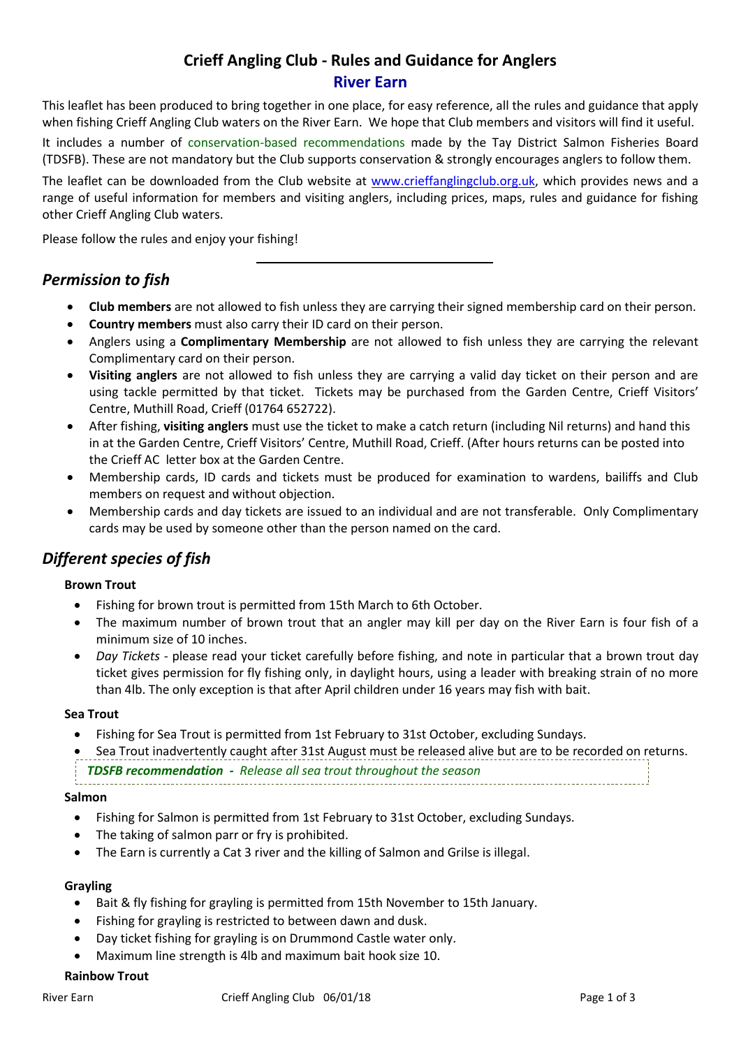# Crieff Angling Club - Rules and Guidance for Anglers

## River Earn

This leaflet has been produced to bring together in one place, for easy reference, all the rules and guidance that apply when fishing Crieff Angling Club waters on the River Earn. We hope that Club members and visitors will find it useful.

It includes a number of conservation-based recommendations made by the Tay District Salmon Fisheries Board (TDSFB). These are not mandatory but the Club supports conservation & strongly encourages anglers to follow them.

The leaflet can be downloaded from the Club website at www.crieffanglingclub.org.uk, which provides news and a range of useful information for members and visiting anglers, including prices, maps, rules and guidance for fishing other Crieff Angling Club waters.

Please follow the rules and enjoy your fishing!

---

## *Permission to fish*

- **Club members** are not allowed to fish unless they are carrying their signed membership card on their person.
- **Country members** must also carry their ID card on their person.
- Anglers using a **Complimentary Membership** are not allowed to fish unless they are carrying the relevant Complimentary card on their person.
- **Visiting anglers** are not allowed to fish unless they are carrying a valid day ticket on their person and are using tackle permitted by that ticket. Tickets may be purchased from the Garden Centre, Crieff Visitors' Centre, Muthill Road, Crieff (01764 652722).
- After fishing, **visiting anglers** must use the ticket to make a catch return (including Nil returns) and hand this in at the Garden Centre, Crieff Visitors' Centre, Muthill Road, Crieff. (After hours returns can be posted into the Crieff AC letter box at the Garden Centre.
- Membership cards, ID cards and tickets must be produced for examination to wardens, bailiffs and Club members on request and without objection.
- Membership cards and day tickets are issued to an individual and are not transferable. Only Complimentary cards may be used by someone other than the person named on the card.

## *Different species of fish*

### Brown Trout

- Fishing for brown trout is permitted from 15th March to 6th October.
- The maximum number of brown trout that an angler may kill per day on the River Earn is four fish of a minimum size of 10 inches.
- *Day Tickets* - please read your ticket carefully before fishing, and note in particular that a brown trout day ticket gives permission for fly fishing only, in daylight hours, using a leader with breaking strain of no more than 4lb. The only exception is that after April children under 16 years may fish with bait.

### Sea Trout

- Fishing for Sea Trout is permitted from 1st February to 31st October, excluding Sundays.
- Sea Trout inadvertently caught after 31st August must be released alive but are to be recorded on returns.

***TDSFB recommendation** - Release all sea trout throughout the season*

### Salmon

- Fishing for Salmon is permitted from 1st February to 31st October, excluding Sundays.
- The taking of salmon parr or fry is prohibited.
- The Earn is currently a Cat 3 river and the killing of Salmon and Grilse is illegal.

### Grayling

- Bait & fly fishing for grayling is permitted from 15th November to 15th January.
- Fishing for grayling is restricted to between dawn and dusk.
- Day ticket fishing for grayling is on Drummond Castle water only.
- Maximum line strength is 4lb and maximum bait hook size 10.

### Rainbow Trout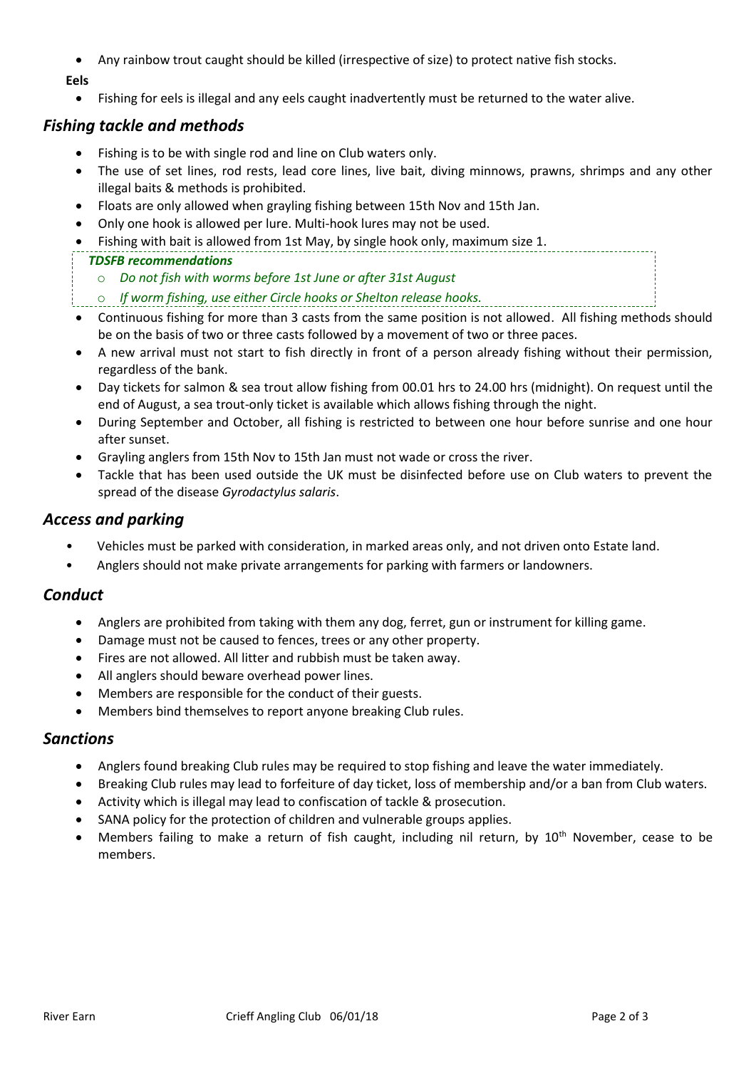- Any rainbow trout caught should be killed (irrespective of size) to protect native fish stocks.

**Eels**

- Fishing for eels is illegal and any eels caught inadvertently must be returned to the water alive.

## *Fishing tackle and methods*

- Fishing is to be with single rod and line on Club waters only.
- The use of set lines, rod rests, lead core lines, live bait, diving minnows, prawns, shrimps and any other illegal baits & methods is prohibited.
- Floats are only allowed when grayling fishing between 15th Nov and 15th Jan.
- Only one hook is allowed per lure. Multi-hook lures may not be used.
- Fishing with bait is allowed from 1st May, by single hook only, maximum size 1.

***TDSFB recommendations***

- *Do not fish with worms before 1st June or after 31st August*
- *If worm fishing, use either Circle hooks or Shelton release hooks.*

- Continuous fishing for more than 3 casts from the same position is not allowed. All fishing methods should be on the basis of two or three casts followed by a movement of two or three paces.
- A new arrival must not start to fish directly in front of a person already fishing without their permission, regardless of the bank.
- Day tickets for salmon & sea trout allow fishing from 00.01 hrs to 24.00 hrs (midnight). On request until the end of August, a sea trout-only ticket is available which allows fishing through the night.
- During September and October, all fishing is restricted to between one hour before sunrise and one hour after sunset.
- Grayling anglers from 15th Nov to 15th Jan must not wade or cross the river.
- Tackle that has been used outside the UK must be disinfected before use on Club waters to prevent the spread of the disease *Gyrodactylus salaris*.

## *Access and parking*

- Vehicles must be parked with consideration, in marked areas only, and not driven onto Estate land.
- Anglers should not make private arrangements for parking with farmers or landowners.

## *Conduct*

- Anglers are prohibited from taking with them any dog, ferret, gun or instrument for killing game.
- Damage must not be caused to fences, trees or any other property.
- Fires are not allowed. All litter and rubbish must be taken away.
- All anglers should beware overhead power lines.
- Members are responsible for the conduct of their guests.
- Members bind themselves to report anyone breaking Club rules.

## *Sanctions*

- Anglers found breaking Club rules may be required to stop fishing and leave the water immediately.
- Breaking Club rules may lead to forfeiture of day ticket, loss of membership and/or a ban from Club waters.
- Activity which is illegal may lead to confiscation of tackle & prosecution.
- SANA policy for the protection of children and vulnerable groups applies.
- Members failing to make a return of fish caught, including nil return, by 10th November, cease to be members.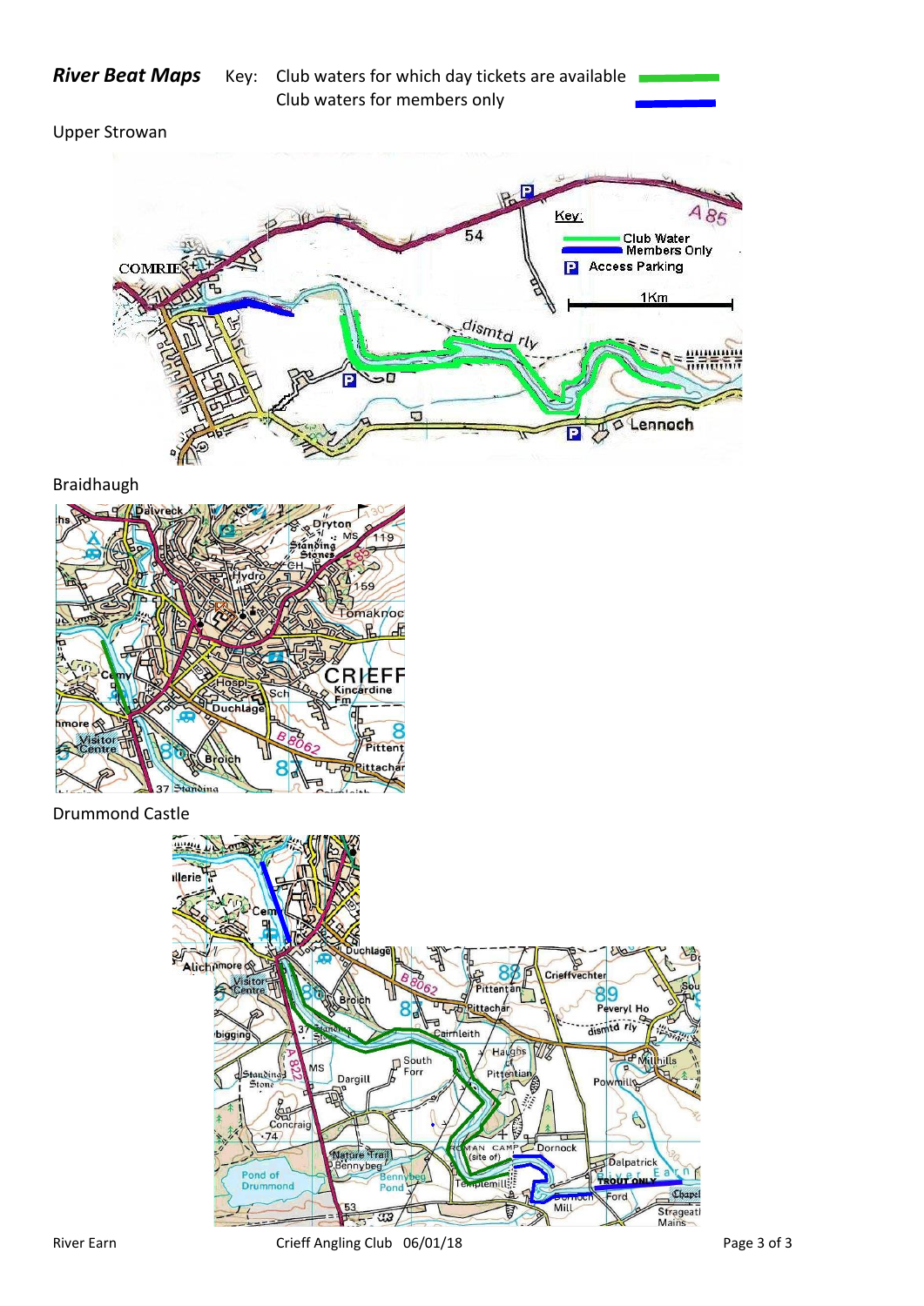***River Beat Maps***

Key: Club waters for which day tickets are available

Club waters for members only

Upper Strowan

Braidhaugh

Drummond Castle